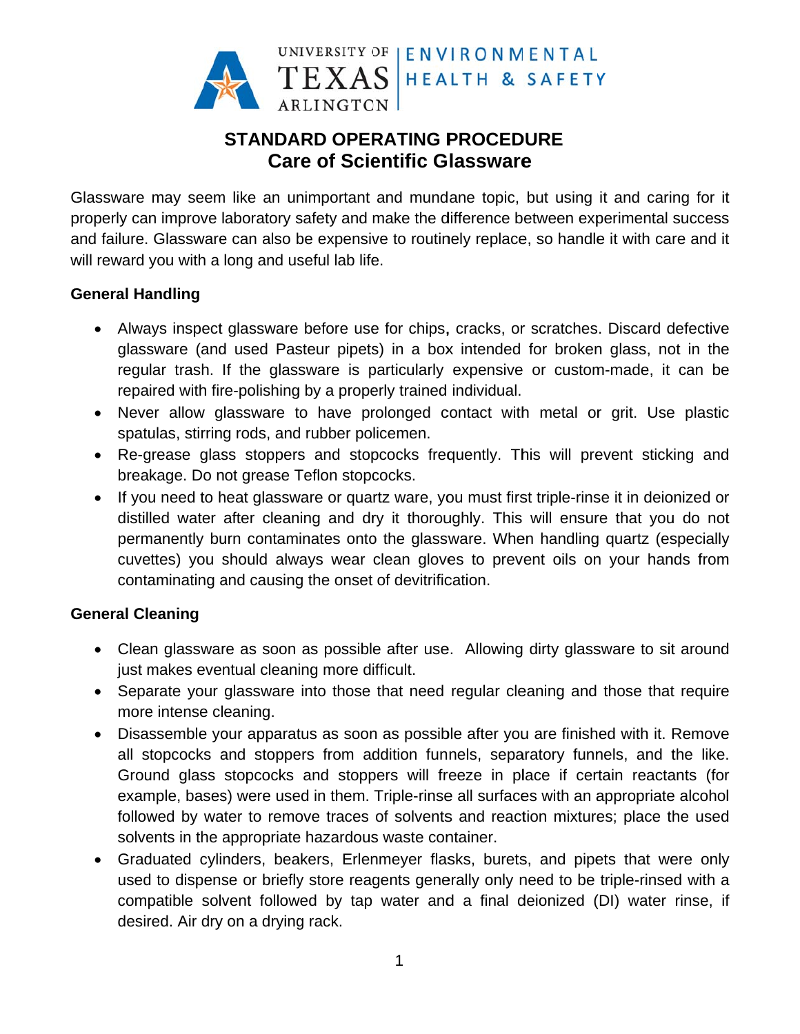UNIVERSITY OF TEXAS ARLINGTON | ENVIRONMENTAL HEALTH & SAFETY

# STANDARD OPERATING PROCEDURE
## Care of Scientific Glassware

Glassware may seem like an unimportant and mundane topic, but using it and caring for it properly can improve laboratory safety and make the difference between experimental success and failure. Glassware can also be expensive to routinely replace, so handle it with care and it will reward you with a long and useful lab life.

**General Handling**

- Always inspect glassware before use for chips, cracks, or scratches. Discard defective glassware (and used Pasteur pipets) in a box intended for broken glass, not in the regular trash. If the glassware is particularly expensive or custom-made, it can be repaired with fire-polishing by a properly trained individual.
- Never allow glassware to have prolonged contact with metal or grit. Use plastic spatulas, stirring rods, and rubber policemen.
- Re-grease glass stoppers and stopcocks frequently. This will prevent sticking and breakage. Do not grease Teflon stopcocks.
- If you need to heat glassware or quartz ware, you must first triple-rinse it in deionized or distilled water after cleaning and dry it thoroughly. This will ensure that you do not permanently burn contaminates onto the glassware. When handling quartz (especially cuvettes) you should always wear clean gloves to prevent oils on your hands from contaminating and causing the onset of devitrification.

**General Cleaning**

- Clean glassware as soon as possible after use. Allowing dirty glassware to sit around just makes eventual cleaning more difficult.
- Separate your glassware into those that need regular cleaning and those that require more intense cleaning.
- Disassemble your apparatus as soon as possible after you are finished with it. Remove all stopcocks and stoppers from addition funnels, separatory funnels, and the like. Ground glass stopcocks and stoppers will freeze in place if certain reactants (for example, bases) were used in them. Triple-rinse all surfaces with an appropriate alcohol followed by water to remove traces of solvents and reaction mixtures; place the used solvents in the appropriate hazardous waste container.
- Graduated cylinders, beakers, Erlenmeyer flasks, burets, and pipets that were only used to dispense or briefly store reagents generally only need to be triple-rinsed with a compatible solvent followed by tap water and a final deionized (DI) water rinse, if desired. Air dry on a drying rack.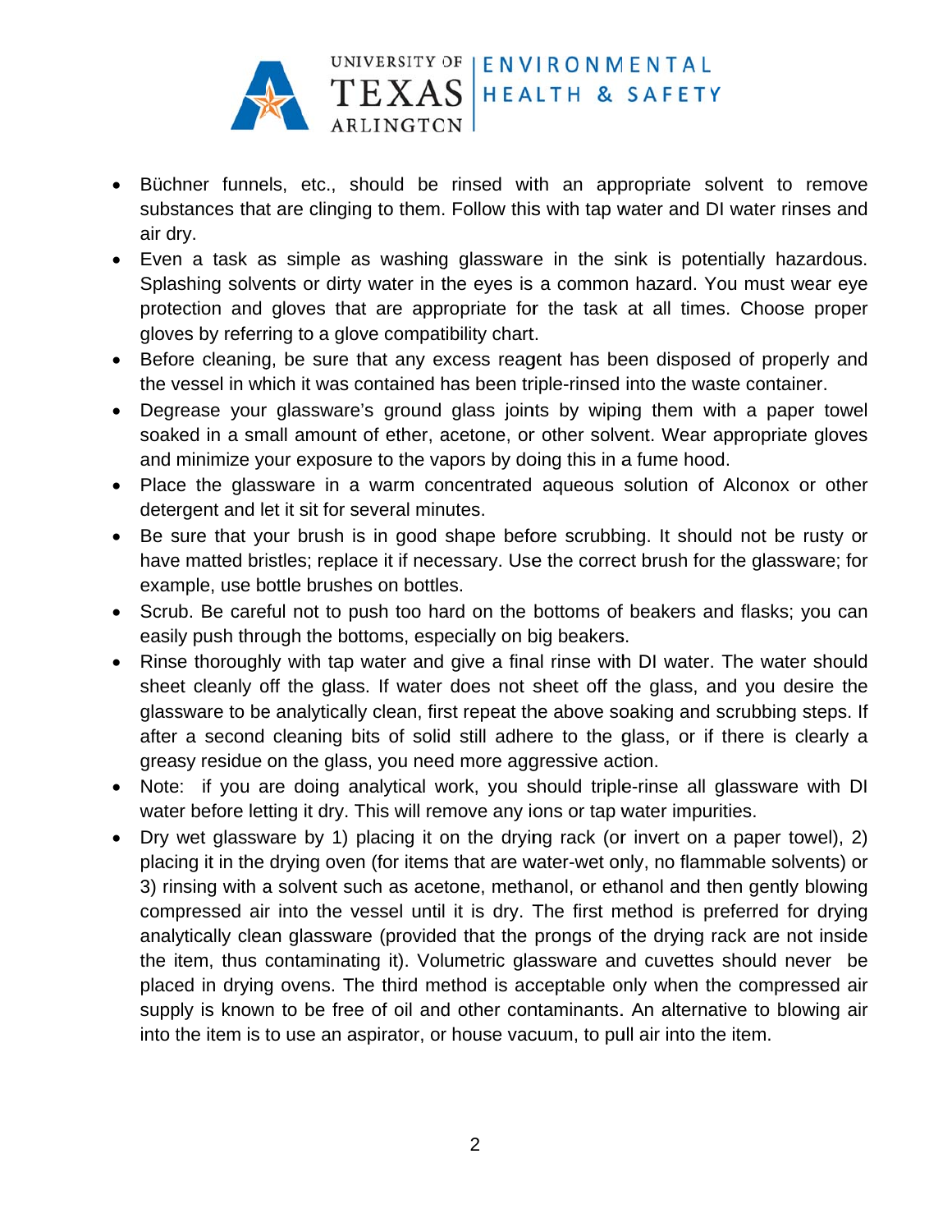- Büchner funnels, etc., should be rinsed with an appropriate solvent to remove substances that are clinging to them. Follow this with tap water and DI water rinses and air dry.
- Even a task as simple as washing glassware in the sink is potentially hazardous. Splashing solvents or dirty water in the eyes is a common hazard. You must wear eye protection and gloves that are appropriate for the task at all times. Choose proper gloves by referring to a glove compatibility chart.
- Before cleaning, be sure that any excess reagent has been disposed of properly and the vessel in which it was contained has been triple-rinsed into the waste container.
- Degrease your glassware's ground glass joints by wiping them with a paper towel soaked in a small amount of ether, acetone, or other solvent. Wear appropriate gloves and minimize your exposure to the vapors by doing this in a fume hood.
- Place the glassware in a warm concentrated aqueous solution of Alconox or other detergent and let it sit for several minutes.
- Be sure that your brush is in good shape before scrubbing. It should not be rusty or have matted bristles; replace it if necessary. Use the correct brush for the glassware; for example, use bottle brushes on bottles.
- Scrub. Be careful not to push too hard on the bottoms of beakers and flasks; you can easily push through the bottoms, especially on big beakers.
- Rinse thoroughly with tap water and give a final rinse with DI water. The water should sheet cleanly off the glass. If water does not sheet off the glass, and you desire the glassware to be analytically clean, first repeat the above soaking and scrubbing steps. If after a second cleaning bits of solid still adhere to the glass, or if there is clearly a greasy residue on the glass, you need more aggressive action.
- Note: if you are doing analytical work, you should triple-rinse all glassware with DI water before letting it dry. This will remove any ions or tap water impurities.
- Dry wet glassware by 1) placing it on the drying rack (or invert on a paper towel), 2) placing it in the drying oven (for items that are water-wet only, no flammable solvents) or 3) rinsing with a solvent such as acetone, methanol, or ethanol and then gently blowing compressed air into the vessel until it is dry. The first method is preferred for drying analytically clean glassware (provided that the prongs of the drying rack are not inside the item, thus contaminating it). Volumetric glassware and cuvettes should never be placed in drying ovens. The third method is acceptable only when the compressed air supply is known to be free of oil and other contaminants. An alternative to blowing air into the item is to use an aspirator, or house vacuum, to pull air into the item.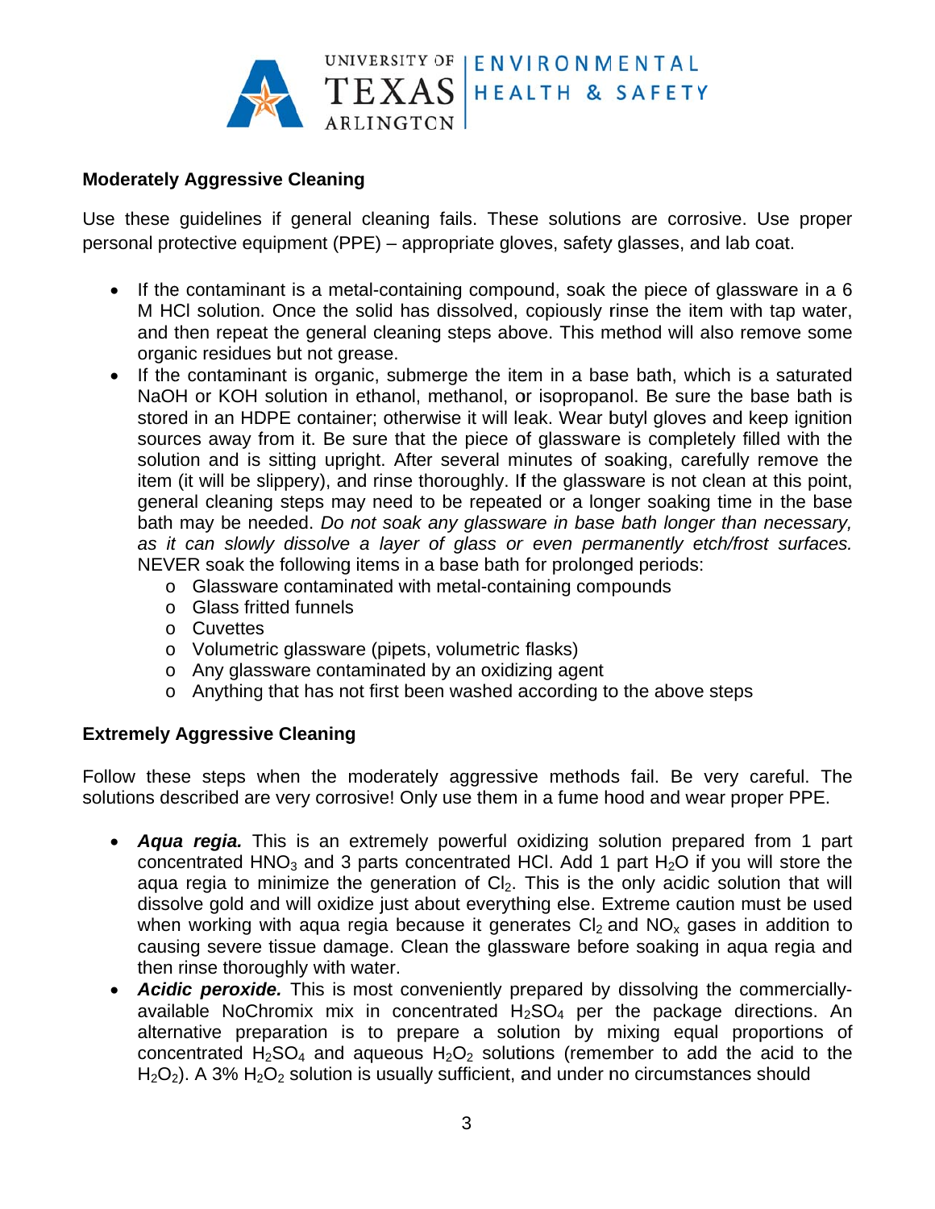## Moderately Aggressive Cleaning

Use these guidelines if general cleaning fails. These solutions are corrosive. Use proper personal protective equipment (PPE) – appropriate gloves, safety glasses, and lab coat.

- If the contaminant is a metal-containing compound, soak the piece of glassware in a 6 M HCl solution. Once the solid has dissolved, copiously rinse the item with tap water, and then repeat the general cleaning steps above. This method will also remove some organic residues but not grease.
- If the contaminant is organic, submerge the item in a base bath, which is a saturated NaOH or KOH solution in ethanol, methanol, or isopropanol. Be sure the base bath is stored in an HDPE container; otherwise it will leak. Wear butyl gloves and keep ignition sources away from it. Be sure that the piece of glassware is completely filled with the solution and is sitting upright. After several minutes of soaking, carefully remove the item (it will be slippery), and rinse thoroughly. If the glassware is not clean at this point, general cleaning steps may need to be repeated or a longer soaking time in the base bath may be needed. *Do not soak any glassware in base bath longer than necessary, as it can slowly dissolve a layer of glass or even permanently etch/frost surfaces.* NEVER soak the following items in a base bath for prolonged periods:
  - Glassware contaminated with metal-containing compounds
  - Glass fritted funnels
  - Cuvettes
  - Volumetric glassware (pipets, volumetric flasks)
  - Any glassware contaminated by an oxidizing agent
  - Anything that has not first been washed according to the above steps

## Extremely Aggressive Cleaning

Follow these steps when the moderately aggressive methods fail. Be very careful. The solutions described are very corrosive! Only use them in a fume hood and wear proper PPE.

- ***Aqua regia.*** This is an extremely powerful oxidizing solution prepared from 1 part concentrated $HNO_3$ and 3 parts concentrated HCl. Add 1 part $H_2O$ if you will store the aqua regia to minimize the generation of $Cl_2$. This is the only acidic solution that will dissolve gold and will oxidize just about everything else. Extreme caution must be used when working with aqua regia because it generates $Cl_2$ and $NO_x$ gases in addition to causing severe tissue damage. Clean the glassware before soaking in aqua regia and then rinse thoroughly with water.
- ***Acidic peroxide.*** This is most conveniently prepared by dissolving the commercially-available NoChromix mix in concentrated $H_2SO_4$ per the package directions. An alternative preparation is to prepare a solution by mixing equal proportions of concentrated $H_2SO_4$ and aqueous $H_2O_2$ solutions (remember to add the acid to the $H_2O_2$). A 3% $H_2O_2$ solution is usually sufficient, and under no circumstances should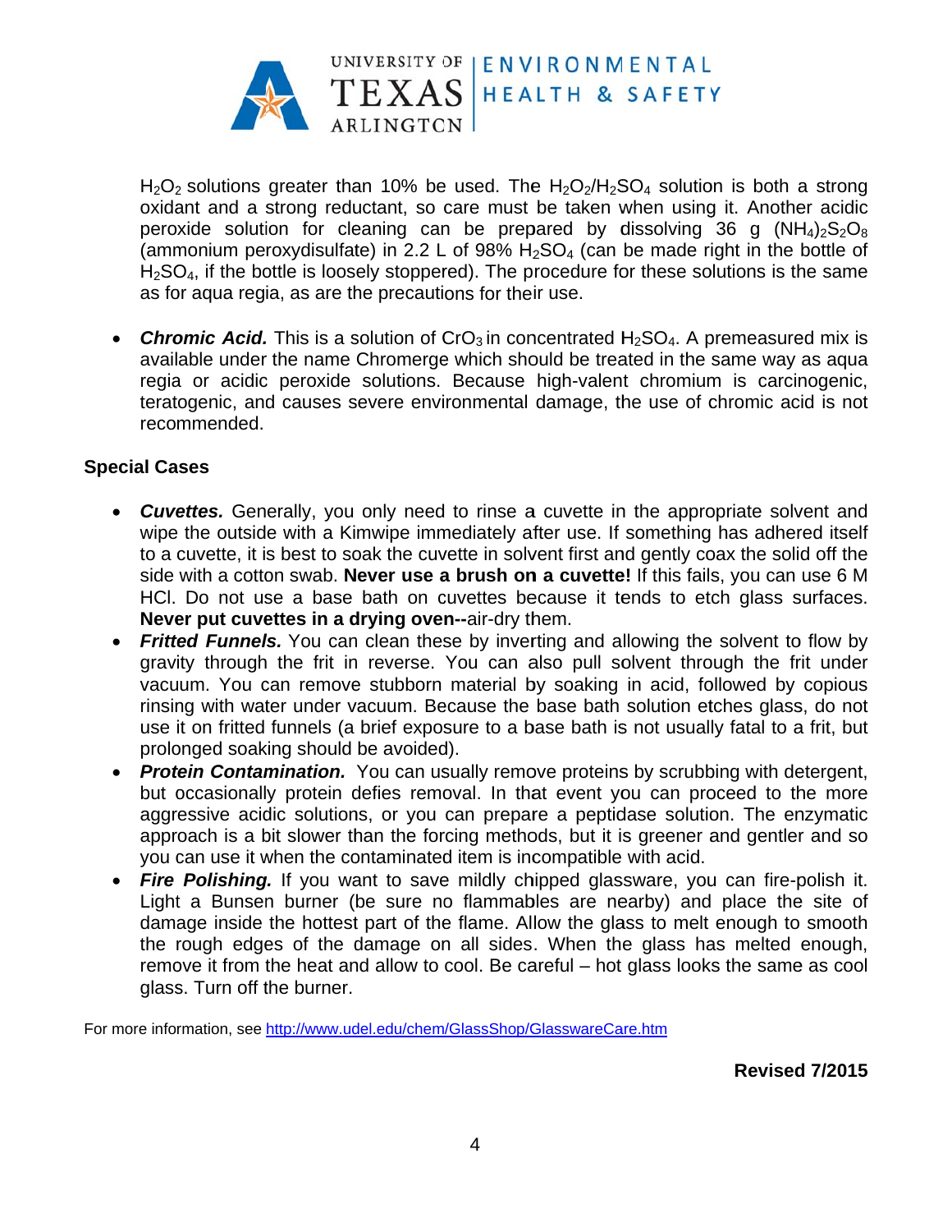$H_2O_2$ solutions greater than 10% be used. The $H_2O_2/H_2SO_4$ solution is both a strong oxidant and a strong reductant, so care must be taken when using it. Another acidic peroxide solution for cleaning can be prepared by dissolving 36 g $(NH_4)_2S_2O_8$ (ammonium peroxydisulfate) in 2.2 L of 98% $H_2SO_4$ (can be made right in the bottle of $H_2SO_4$, if the bottle is loosely stoppered). The procedure for these solutions is the same as for aqua regia, as are the precautions for their use.

- ***Chromic Acid.*** This is a solution of $CrO_3$ in concentrated $H_2SO_4$. A premeasured mix is available under the name Chromerge which should be treated in the same way as aqua regia or acidic peroxide solutions. Because high-valent chromium is carcinogenic, teratogenic, and causes severe environmental damage, the use of chromic acid is not recommended.

## Special Cases

- ***Cuvettes.*** Generally, you only need to rinse a cuvette in the appropriate solvent and wipe the outside with a Kimwipe immediately after use. If something has adhered itself to a cuvette, it is best to soak the cuvette in solvent first and gently coax the solid off the side with a cotton swab. **Never use a brush on a cuvette!** If this fails, you can use 6 M HCl. Do not use a base bath on cuvettes because it tends to etch glass surfaces. **Never put cuvettes in a drying oven--**air-dry them.
- ***Fritted Funnels.*** You can clean these by inverting and allowing the solvent to flow by gravity through the frit in reverse. You can also pull solvent through the frit under vacuum. You can remove stubborn material by soaking in acid, followed by copious rinsing with water under vacuum. Because the base bath solution etches glass, do not use it on fritted funnels (a brief exposure to a base bath is not usually fatal to a frit, but prolonged soaking should be avoided).
- ***Protein Contamination.*** You can usually remove proteins by scrubbing with detergent, but occasionally protein defies removal. In that event you can proceed to the more aggressive acidic solutions, or you can prepare a peptidase solution. The enzymatic approach is a bit slower than the forcing methods, but it is greener and gentler and so you can use it when the contaminated item is incompatible with acid.
- ***Fire Polishing.*** If you want to save mildly chipped glassware, you can fire-polish it. Light a Bunsen burner (be sure no flammables are nearby) and place the site of damage inside the hottest part of the flame. Allow the glass to melt enough to smooth the rough edges of the damage on all sides. When the glass has melted enough, remove it from the heat and allow to cool. Be careful – hot glass looks the same as cool glass. Turn off the burner.

For more information, see http://www.udel.edu/chem/GlassShop/GlasswareCare.htm

**Revised 7/2015**